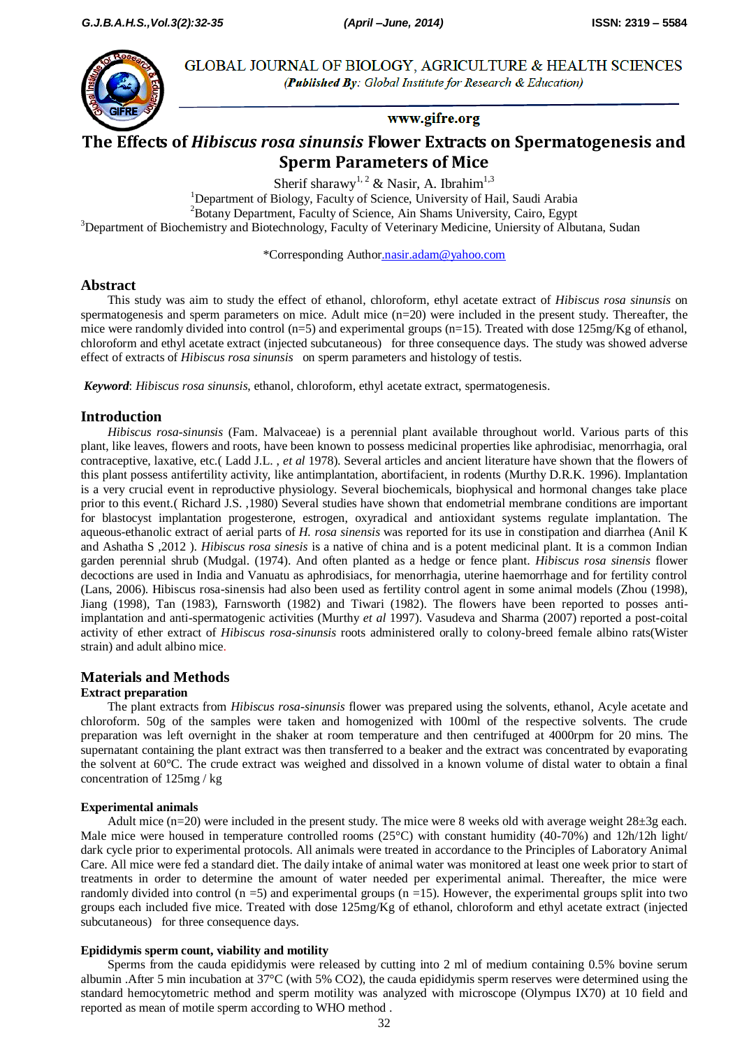# The Effects of *Hibiscus rosa sinunsis* Flower Extracts on Spermatogenesis and Sperm Parameters of Mice

Sherif sharawy[1, 2] & Nasir, A. Ibrahim[1,3]

[1]Department of Biology, Faculty of Science, University of Hail, Saudi Arabia
[2]Botany Department, Faculty of Science, Ain Shams University, Cairo, Egypt
[3]Department of Biochemistry and Biotechnology, Faculty of Veterinary Medicine, Uniersity of Albutana, Sudan

*Corresponding Author.nasir.adam@yahoo.com

## Abstract

This study was aim to study the effect of ethanol, chloroform, ethyl acetate extract of *Hibiscus rosa sinunsis* on spermatogenesis and sperm parameters on mice. Adult mice (n=20) were included in the present study. Thereafter, the mice were randomly divided into control (n=5) and experimental groups (n=15). Treated with dose 125mg/Kg of ethanol, chloroform and ethyl acetate extract (injected subcutaneous) for three consequence days. The study was showed adverse effect of extracts of *Hibiscus rosa sinunsis* on sperm parameters and histology of testis.

***Keyword***: *Hibiscus rosa sinunsis*, ethanol, chloroform, ethyl acetate extract, spermatogenesis.

## Introduction

*Hibiscus rosa-sinunsis* (Fam. Malvaceae) is a perennial plant available throughout world. Various parts of this plant, like leaves, flowers and roots, have been known to possess medicinal properties like aphrodisiac, menorrhagia, oral contraceptive, laxative, etc.( Ladd J.L. , *et al* 1978). Several articles and ancient literature have shown that the flowers of this plant possess antifertility activity, like antimplantation, abortifacient, in rodents (Murthy D.R.K. 1996). Implantation is a very crucial event in reproductive physiology. Several biochemicals, biophysical and hormonal changes take place prior to this event.( Richard J.S. ,1980) Several studies have shown that endometrial membrane conditions are important for blastocyst implantation progesterone, estrogen, oxyradical and antioxidant systems regulate implantation. The aqueous-ethanolic extract of aerial parts of *H. rosa sinensis* was reported for its use in constipation and diarrhea (Anil K and Ashatha S ,2012 ). *Hibiscus rosa sinesis* is a native of china and is a potent medicinal plant. It is a common Indian garden perennial shrub (Mudgal. (1974). And often planted as a hedge or fence plant. *Hibiscus rosa sinensis* flower decoctions are used in India and Vanuatu as aphrodisiacs, for menorrhagia, uterine haemorrhage and for fertility control (Lans, 2006). Hibiscus rosa-sinensis had also been used as fertility control agent in some animal models (Zhou (1998), Jiang (1998), Tan (1983), Farnsworth (1982) and Tiwari (1982). The flowers have been reported to posses anti-implantation and anti-spermatogenic activities (Murthy *et al* 1997). Vasudeva and Sharma (2007) reported a post-coital activity of ether extract of *Hibiscus rosa-sinunsis* roots administered orally to colony-breed female albino rats(Wister strain) and adult albino mice.

## Materials and Methods

### Extract preparation

The plant extracts from *Hibiscus rosa-sinunsis* flower was prepared using the solvents, ethanol, Acyle acetate and chloroform. 50g of the samples were taken and homogenized with 100ml of the respective solvents. The crude preparation was left overnight in the shaker at room temperature and then centrifuged at 4000rpm for 20 mins. The supernatant containing the plant extract was then transferred to a beaker and the extract was concentrated by evaporating the solvent at 60°C. The crude extract was weighed and dissolved in a known volume of distal water to obtain a final concentration of 125mg / kg

### Experimental animals

Adult mice (n=20) were included in the present study. The mice were 8 weeks old with average weight 28±3g each. Male mice were housed in temperature controlled rooms (25°C) with constant humidity (40-70%) and 12h/12h light/ dark cycle prior to experimental protocols. All animals were treated in accordance to the Principles of Laboratory Animal Care. All mice were fed a standard diet. The daily intake of animal water was monitored at least one week prior to start of treatments in order to determine the amount of water needed per experimental animal. Thereafter, the mice were randomly divided into control (n =5) and experimental groups (n =15). However, the experimental groups split into two groups each included five mice. Treated with dose 125mg/Kg of ethanol, chloroform and ethyl acetate extract (injected subcutaneous) for three consequence days.

### Epididymis sperm count, viability and motility

Sperms from the cauda epididymis were released by cutting into 2 ml of medium containing 0.5% bovine serum albumin .After 5 min incubation at 37°C (with 5% $CO_2$), the cauda epididymis sperm reserves were determined using the standard hemocytometric method and sperm motility was analyzed with microscope (Olympus IX70) at 10 field and reported as mean of motile sperm according to WHO method .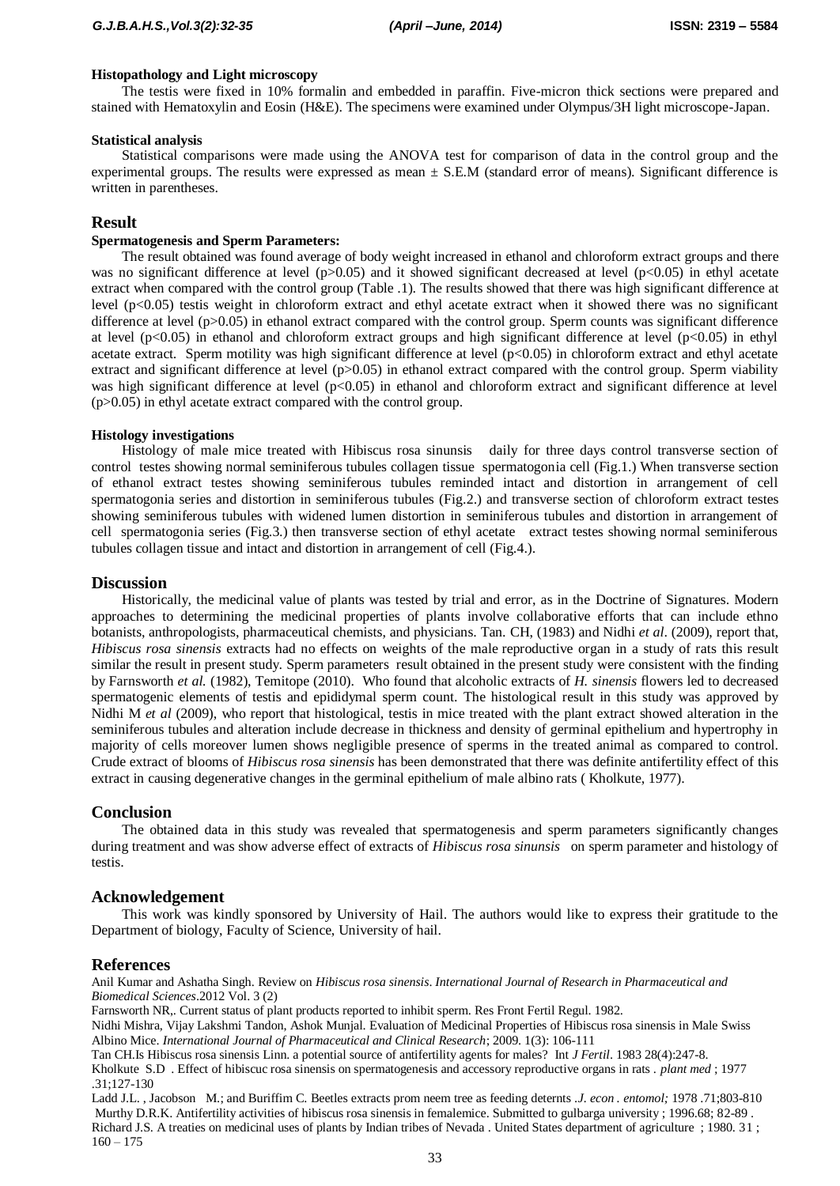**Histopathology and Light microscopy**

The testis were fixed in 10% formalin and embedded in paraffin. Five-micron thick sections were prepared and stained with Hematoxylin and Eosin (H&E). The specimens were examined under Olympus/3H light microscope-Japan.

**Statistical analysis**

Statistical comparisons were made using the ANOVA test for comparison of data in the control group and the experimental groups. The results were expressed as mean ± S.E.M (standard error of means). Significant difference is written in parentheses.

## Result

**Spermatogenesis and Sperm Parameters:**

The result obtained was found average of body weight increased in ethanol and chloroform extract groups and there was no significant difference at level ($p>0.05$) and it showed significant decreased at level ($p<0.05$) in ethyl acetate extract when compared with the control group (Table .1). The results showed that there was high significant difference at level ($p<0.05$) testis weight in chloroform extract and ethyl acetate extract when it showed there was no significant difference at level ($p>0.05$) in ethanol extract compared with the control group. Sperm counts was significant difference at level ($p<0.05$) in ethanol and chloroform extract groups and high significant difference at level ($p<0.05$) in ethyl acetate extract. Sperm motility was high significant difference at level ($p<0.05$) in chloroform extract and ethyl acetate extract and significant difference at level ($p>0.05$) in ethanol extract compared with the control group. Sperm viability was high significant difference at level ($p<0.05$) in ethanol and chloroform extract and significant difference at level ($p>0.05$) in ethyl acetate extract compared with the control group.

**Histology investigations**

Histology of male mice treated with Hibiscus rosa sinunsis daily for three days control transverse section of control testes showing normal seminiferous tubules collagen tissue spermatogonia cell (Fig.1.) When transverse section of ethanol extract testes showing seminiferous tubules reminded intact and distortion in arrangement of cell spermatogonia series and distortion in seminiferous tubules (Fig.2.) and transverse section of chloroform extract testes showing seminiferous tubules with widened lumen distortion in seminiferous tubules and distortion in arrangement of cell spermatogonia series (Fig.3.) then transverse section of ethyl acetate extract testes showing normal seminiferous tubules collagen tissue and intact and distortion in arrangement of cell (Fig.4.).

## Discussion

Historically, the medicinal value of plants was tested by trial and error, as in the Doctrine of Signatures. Modern approaches to determining the medicinal properties of plants involve collaborative efforts that can include ethno botanists, anthropologists, pharmaceutical chemists, and physicians. Tan. CH, (1983) and Nidhi *et al*. (2009), report that, *Hibiscus rosa sinensis* extracts had no effects on weights of the male reproductive organ in a study of rats this result similar the result in present study. Sperm parameters result obtained in the present study were consistent with the finding by Farnsworth *et al.* (1982), Temitope (2010). Who found that alcoholic extracts of *H. sinensis* flowers led to decreased spermatogenic elements of testis and epididymal sperm count. The histological result in this study was approved by Nidhi M *et al* (2009), who report that histological, testis in mice treated with the plant extract showed alteration in the seminiferous tubules and alteration include decrease in thickness and density of germinal epithelium and hypertrophy in majority of cells moreover lumen shows negligible presence of sperms in the treated animal as compared to control. Crude extract of blooms of *Hibiscus rosa sinensis* has been demonstrated that there was definite antifertility effect of this extract in causing degenerative changes in the germinal epithelium of male albino rats ( Kholkute, 1977).

## Conclusion

The obtained data in this study was revealed that spermatogenesis and sperm parameters significantly changes during treatment and was show adverse effect of extracts of *Hibiscus rosa sinunsis* on sperm parameter and histology of testis.

## Acknowledgement

This work was kindly sponsored by University of Hail. The authors would like to express their gratitude to the Department of biology, Faculty of Science, University of hail.

## References

Anil Kumar and Ashatha Singh. Review on *Hibiscus rosa sinensis*. *International Journal of Research in Pharmaceutical and Biomedical Sciences*.2012 Vol. 3 (2)

Farnsworth NR,. Current status of plant products reported to inhibit sperm. Res Front Fertil Regul. 1982.

Nidhi Mishra, Vijay Lakshmi Tandon, Ashok Munjal. Evaluation of Medicinal Properties of Hibiscus rosa sinensis in Male Swiss Albino Mice. *International Journal of Pharmaceutical and Clinical Research*; 2009. 1(3): 106-111

Tan CH.Is Hibiscus rosa sinensis Linn. a potential source of antifertility agents for males? Int *J Fertil*. 1983 28(4):247-8.

Kholkute S.D . Effect of hibiscuc rosa sinensis on spermatogenesis and accessory reproductive organs in rats . *plant med* ; 1977 .31;127-130

Ladd J.L. , Jacobson M.; and Buriffim C. Beetles extracts prom neem tree as feeding deternts .*J. econ . entomol;* 1978 .71;803-810

Murthy D.R.K. Antifertility activities of hibiscus rosa sinensis in femalemice. Submitted to gulbarga university ; 1996.68; 82-89 .

Richard J.S. A treaties on medicinal uses of plants by Indian tribes of Nevada . United States department of agriculture ; 1980. 31 ; 160 – 175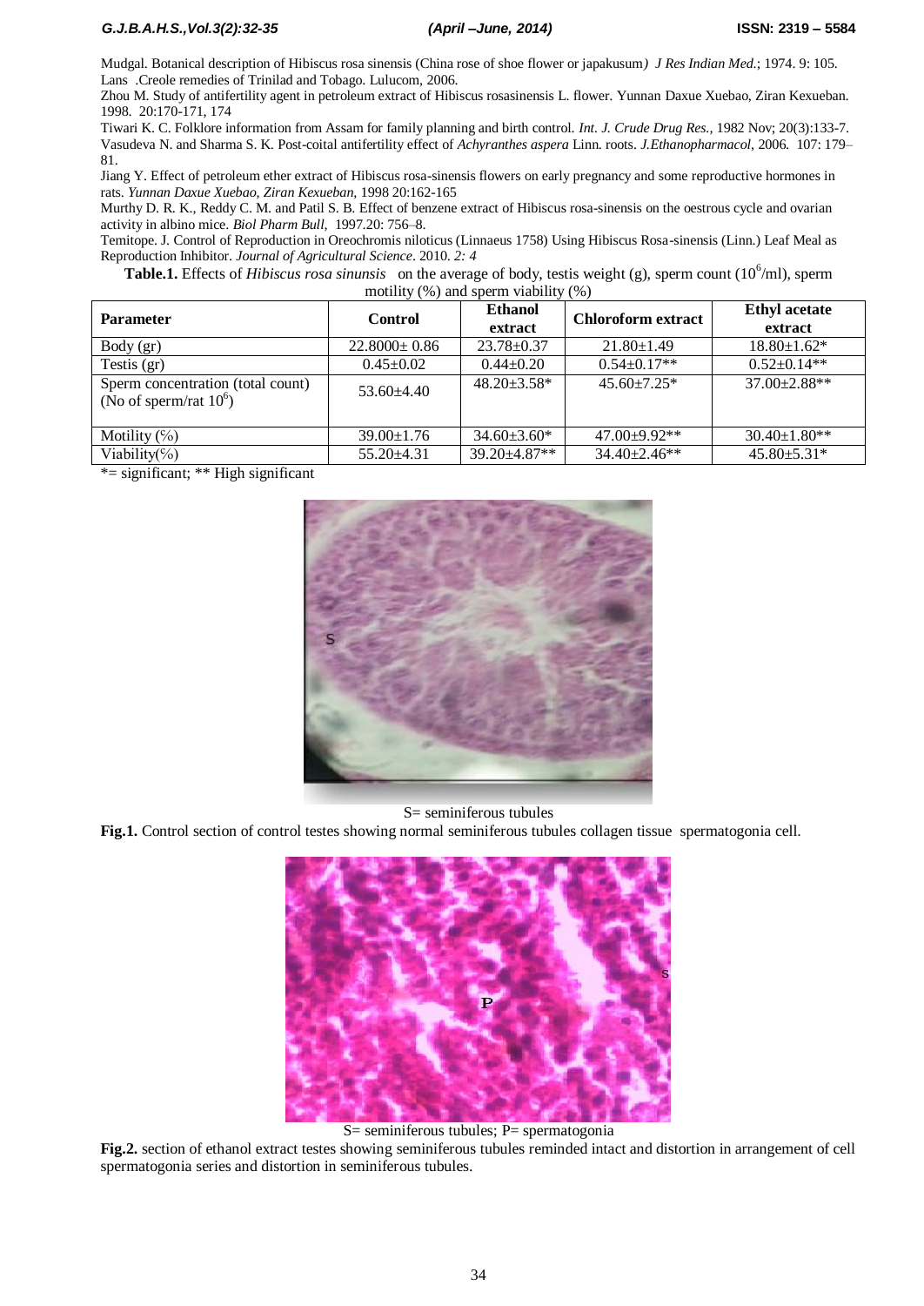Mudgal. Botanical description of Hibiscus rosa sinensis (China rose of shoe flower or japakusum*) J Res Indian Med.*; 1974. 9: 105.
Lans .Creole remedies of Trinilad and Tobago. Lulucom, 2006.
Zhou M. Study of antifertility agent in petroleum extract of Hibiscus rosasinensis L. flower. Yunnan Daxue Xuebao, Ziran Kexueban. 1998. 20:170-171, 174
Tiwari K. C. Folklore information from Assam for family planning and birth control. *Int. J. Crude Drug Res.*, 1982 Nov; 20(3):133-7.
Vasudeva N. and Sharma S. K. Post-coital antifertility effect of *Achyranthes aspera* Linn. roots. *J.Ethanopharmacol*, 2006. 107: 179–81.
Jiang Y. Effect of petroleum ether extract of Hibiscus rosa-sinensis flowers on early pregnancy and some reproductive hormones in rats. *Yunnan Daxue Xuebao, Ziran Kexueban,* 1998 20:162-165
Murthy D. R. K., Reddy C. M. and Patil S. B. Effect of benzene extract of Hibiscus rosa-sinensis on the oestrous cycle and ovarian activity in albino mice. *Biol Pharm Bull,* 1997.20: 756–8.
Temitope. J. Control of Reproduction in Oreochromis niloticus (Linnaeus 1758) Using Hibiscus Rosa-sinensis (Linn.) Leaf Meal as Reproduction Inhibitor. *Journal of Agricultural Science*. 2010. *2: 4*

**Table.1.** Effects of *Hibiscus rosa sinunsis* on the average of body, testis weight (g), sperm count ($10^6$/ml), sperm motility (%) and sperm viability (%)

| Parameter | Control | Ethanol extract | Chloroform extract | Ethyl acetate extract |
|---|---|---|---|---|
| Body (gr) | 22.8000± 0.86 | 23.78±0.37 | 21.80±1.49 | 18.80±1.62* |
| Testis (gr) | 0.45±0.02 | 0.44±0.20 | 0.54±0.17** | 0.52±0.14** |
| Sperm concentration (total count) (No of sperm/rat $10^6$) | 53.60±4.40 | 48.20±3.58* | 45.60±7.25* | 37.00±2.88** |
| Motility (%) | 39.00±1.76 | 34.60±3.60* | 47.00±9.92** | 30.40±1.80** |
| Viability(%) | 55.20±4.31 | 39.20±4.87** | 34.40±2.46** | 45.80±5.31* |

*= significant; ** High significant

S= seminiferous tubules

**Fig.1.** Control section of control testes showing normal seminiferous tubules collagen tissue spermatogonia cell.

S= seminiferous tubules; P= spermatogonia

**Fig.2.** section of ethanol extract testes showing seminiferous tubules reminded intact and distortion in arrangement of cell spermatogonia series and distortion in seminiferous tubules.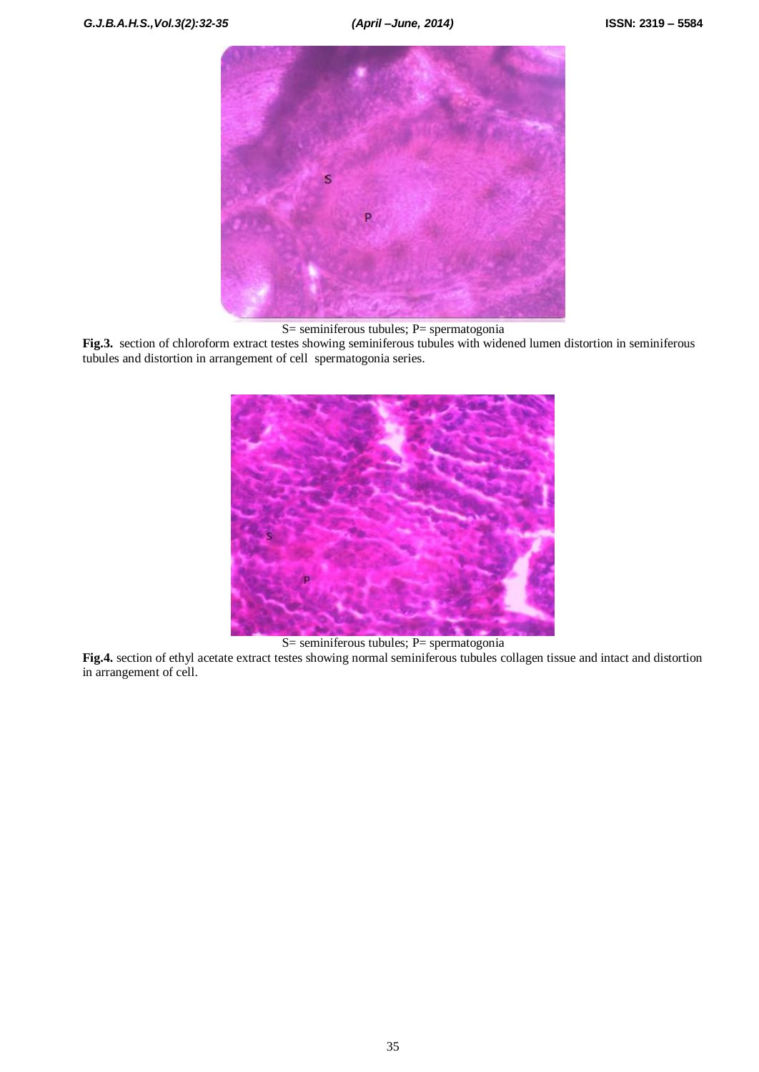S= seminiferous tubules; P= spermatogonia

**Fig.3.** section of chloroform extract testes showing seminiferous tubules with widened lumen distortion in seminiferous tubules and distortion in arrangement of cell spermatogonia series.

S= seminiferous tubules; P= spermatogonia

**Fig.4.** section of ethyl acetate extract testes showing normal seminiferous tubules collagen tissue and intact and distortion in arrangement of cell.